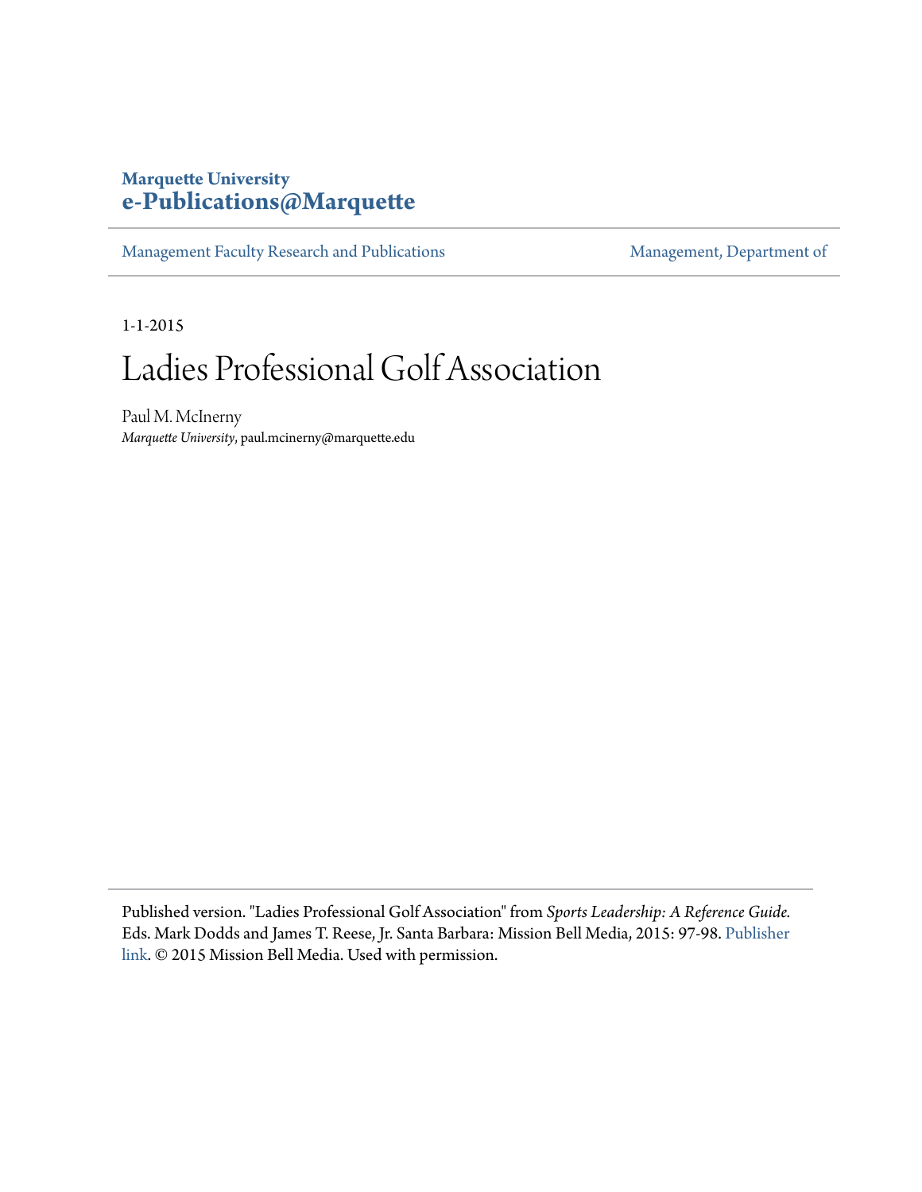**Marquette University**
**e-Publications@Marquette**

Management Faculty Research and Publications | Management, Department of

1-1-2015

# Ladies Professional Golf Association

Paul M. McInerny
*Marquette University*, paul.mcinerny@marquette.edu

Published version. "Ladies Professional Golf Association" from *Sports Leadership: A Reference Guide.* Eds. Mark Dodds and James T. Reese, Jr. Santa Barbara: Mission Bell Media, 2015: 97-98. Publisher link. © 2015 Mission Bell Media. Used with permission.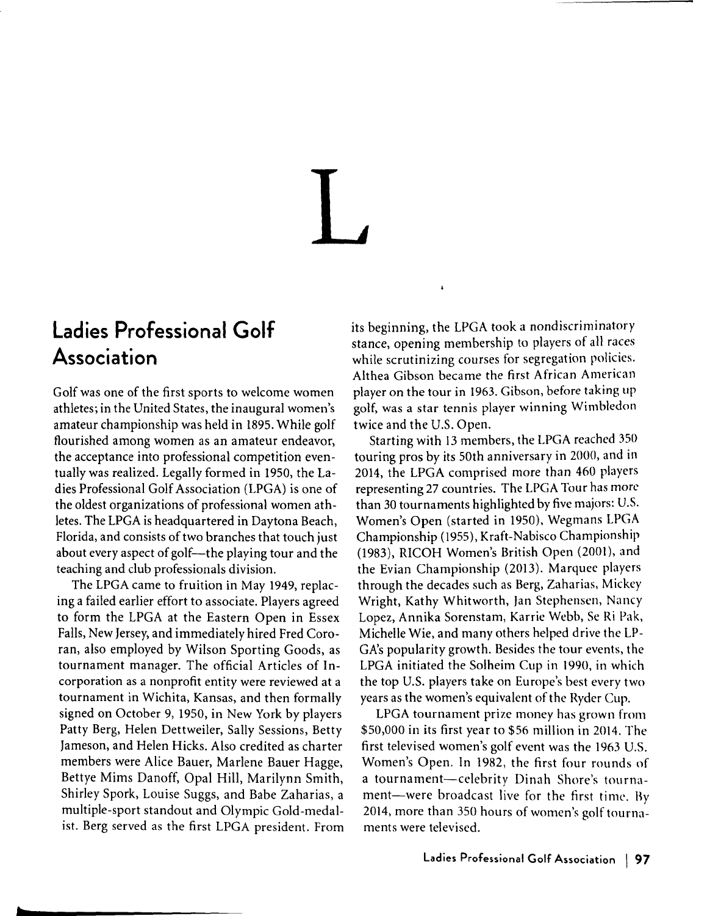# L

## Ladies Professional Golf Association

Golf was one of the first sports to welcome women athletes; in the United States, the inaugural women's amateur championship was held in 1895. While golf flourished among women as an amateur endeavor, the acceptance into professional competition eventually was realized. Legally formed in 1950, the Ladies Professional Golf Association (LPGA) is one of the oldest organizations of professional women athletes. The LPGA is headquartered in Daytona Beach, Florida, and consists of two branches that touch just about every aspect of golf—the playing tour and the teaching and club professionals division.

The LPGA came to fruition in May 1949, replacing a failed earlier effort to associate. Players agreed to form the LPGA at the Eastern Open in Essex Falls, New Jersey, and immediately hired Fred Cororan, also employed by Wilson Sporting Goods, as tournament manager. The official Articles of Incorporation as a nonprofit entity were reviewed at a tournament in Wichita, Kansas, and then formally signed on October 9, 1950, in New York by players Patty Berg, Helen Dettweiler, Sally Sessions, Betty Jameson, and Helen Hicks. Also credited as charter members were Alice Bauer, Marlene Bauer Hagge, Bettye Mims Danoff, Opal Hill, Marilynn Smith, Shirley Spork, Louise Suggs, and Babe Zaharias, a multiple-sport standout and Olympic Gold-medalist. Berg served as the first LPGA president. From its beginning, the LPGA took a nondiscriminatory stance, opening membership to players of all races while scrutinizing courses for segregation policies. Althea Gibson became the first African American player on the tour in 1963. Gibson, before taking up golf, was a star tennis player winning Wimbledon twice and the U.S. Open.

Starting with 13 members, the LPGA reached 350 touring pros by its 50th anniversary in 2000, and in 2014, the LPGA comprised more than 460 players representing 27 countries. The LPGA Tour has more than 30 tournaments highlighted by five majors: U.S. Women's Open (started in 1950), Wegmans LPGA Championship (1955), Kraft-Nabisco Championship (1983), RICOH Women's British Open (2001), and the Evian Championship (2013). Marquee players through the decades such as Berg, Zaharias, Mickey Wright, Kathy Whitworth, Jan Stephensen, Nancy Lopez, Annika Sorenstam, Karrie Webb, Se Ri Pak, Michelle Wie, and many others helped drive the LPGA's popularity growth. Besides the tour events, the LPGA initiated the Solheim Cup in 1990, in which the top U.S. players take on Europe's best every two years as the women's equivalent of the Ryder Cup.

LPGA tournament prize money has grown from $50,000 in its first year to $56 million in 2014. The first televised women's golf event was the 1963 U.S. Women's Open. In 1982, the first four rounds of a tournament—celebrity Dinah Shore's tournament—were broadcast live for the first time. By 2014, more than 350 hours of women's golf tournaments were televised.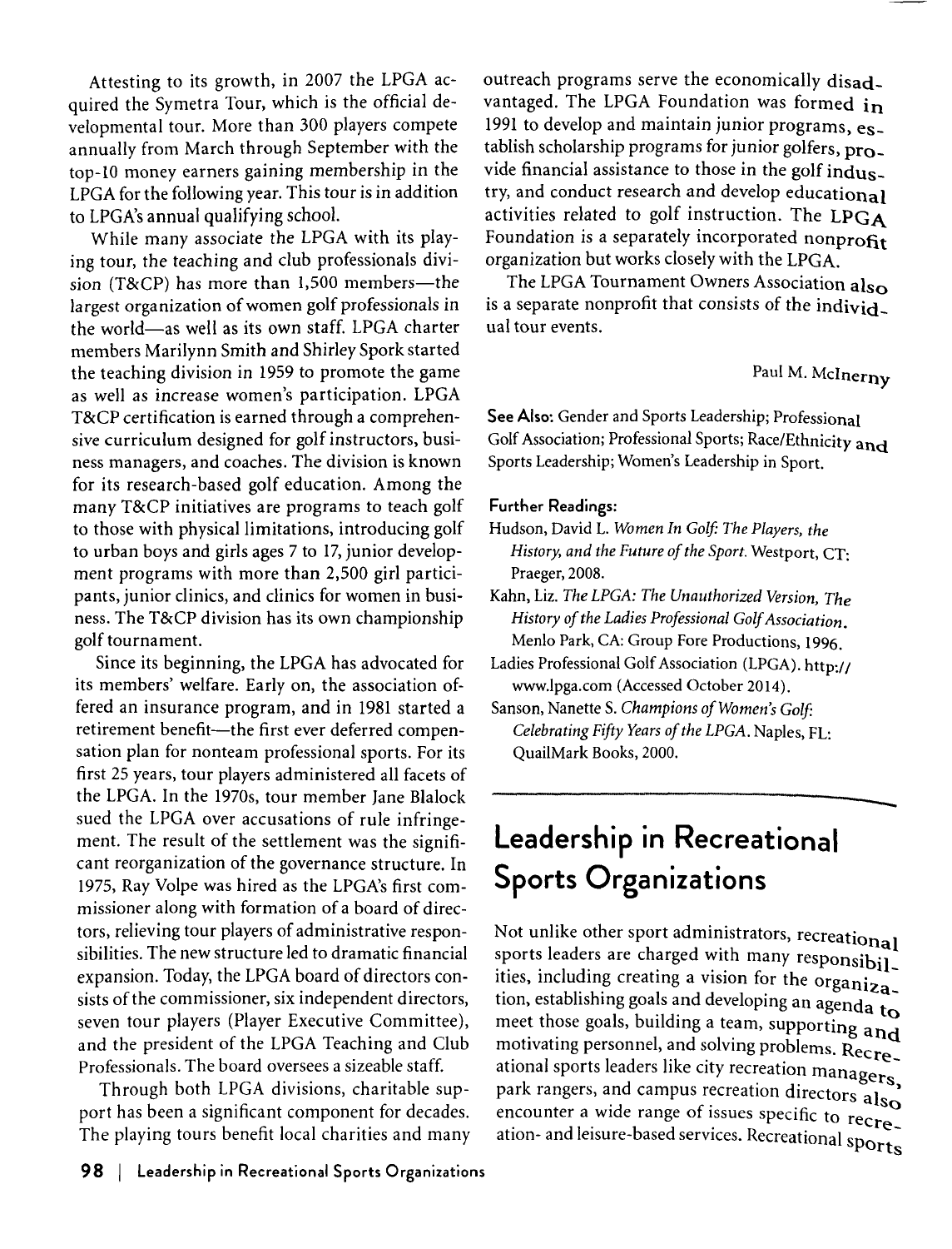Attesting to its growth, in 2007 the LPGA acquired the Symetra Tour, which is the official developmental tour. More than 300 players compete annually from March through September with the top-10 money earners gaining membership in the LPGA for the following year. This tour is in addition to LPGA's annual qualifying school.

While many associate the LPGA with its playing tour, the teaching and club professionals division (T&CP) has more than 1,500 members—the largest organization of women golf professionals in the world—as well as its own staff. LPGA charter members Marilynn Smith and Shirley Spork started the teaching division in 1959 to promote the game as well as increase women's participation. LPGA T&CP certification is earned through a comprehensive curriculum designed for golf instructors, business managers, and coaches. The division is known for its research-based golf education. Among the many T&CP initiatives are programs to teach golf to those with physical limitations, introducing golf to urban boys and girls ages 7 to 17, junior development programs with more than 2,500 girl participants, junior clinics, and clinics for women in business. The T&CP division has its own championship golf tournament.

Since its beginning, the LPGA has advocated for its members' welfare. Early on, the association offered an insurance program, and in 1981 started a retirement benefit—the first ever deferred compensation plan for nonteam professional sports. For its first 25 years, tour players administered all facets of the LPGA. In the 1970s, tour member Jane Blalock sued the LPGA over accusations of rule infringement. The result of the settlement was the significant reorganization of the governance structure. In 1975, Ray Volpe was hired as the LPGA's first commissioner along with formation of a board of directors, relieving tour players of administrative responsibilities. The new structure led to dramatic financial expansion. Today, the LPGA board of directors consists of the commissioner, six independent directors, seven tour players (Player Executive Committee), and the president of the LPGA Teaching and Club Professionals. The board oversees a sizeable staff.

Through both LPGA divisions, charitable support has been a significant component for decades. The playing tours benefit local charities and many outreach programs serve the economically disadvantaged. The LPGA Foundation was formed in 1991 to develop and maintain junior programs, establish scholarship programs for junior golfers, provide financial assistance to those in the golf industry, and conduct research and develop educational activities related to golf instruction. The LPGA Foundation is a separately incorporated nonprofit organization but works closely with the LPGA.

The LPGA Tournament Owners Association also is a separate nonprofit that consists of the individual tour events.

Paul M. McInerny

**See Also:** Gender and Sports Leadership; Professional Golf Association; Professional Sports; Race/Ethnicity and Sports Leadership; Women's Leadership in Sport.

**Further Readings:**

Hudson, David L. *Women In Golf: The Players, the History, and the Future of the Sport.* Westport, CT: Praeger, 2008.

Kahn, Liz. *The LPGA: The Unauthorized Version, The History of the Ladies Professional Golf Association.* Menlo Park, CA: Group Fore Productions, 1996.

Ladies Professional Golf Association (LPGA). http://www.lpga.com (Accessed October 2014).

Sanson, Nanette S. *Champions of Women's Golf: Celebrating Fifty Years of the LPGA.* Naples, FL: QuailMark Books, 2000.

# Leadership in Recreational Sports Organizations

Not unlike other sport administrators, recreational sports leaders are charged with many responsibilities, including creating a vision for the organization, establishing goals and developing an agenda to meet those goals, building a team, supporting and motivating personnel, and solving problems. Recreational sports leaders like city recreation managers, park rangers, and campus recreation directors also encounter a wide range of issues specific to recreation- and leisure-based services. Recreational sports